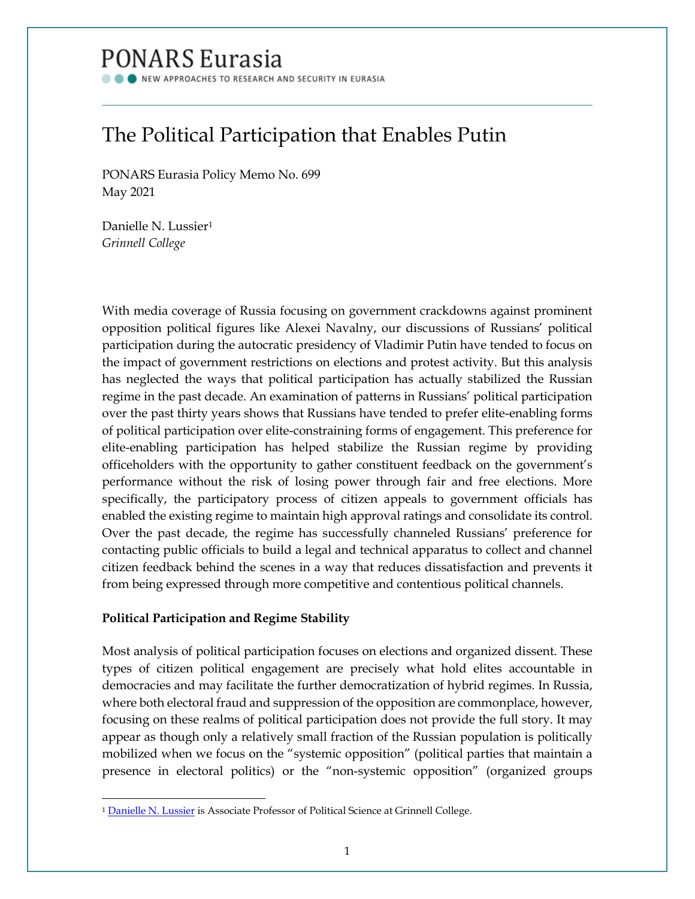# PONARS Eurasia

NEW APPROACHES TO RESEARCH AND SECURITY IN EURASIA

## The Political Participation that Enables Putin

PONARS Eurasia Policy Memo No. 699
May 2021

Danielle N. Lussier[1]
*Grinnell College*

With media coverage of Russia focusing on government crackdowns against prominent opposition political figures like Alexei Navalny, our discussions of Russians' political participation during the autocratic presidency of Vladimir Putin have tended to focus on the impact of government restrictions on elections and protest activity. But this analysis has neglected the ways that political participation has actually stabilized the Russian regime in the past decade. An examination of patterns in Russians' political participation over the past thirty years shows that Russians have tended to prefer elite-enabling forms of political participation over elite-constraining forms of engagement. This preference for elite-enabling participation has helped stabilize the Russian regime by providing officeholders with the opportunity to gather constituent feedback on the government's performance without the risk of losing power through fair and free elections. More specifically, the participatory process of citizen appeals to government officials has enabled the existing regime to maintain high approval ratings and consolidate its control. Over the past decade, the regime has successfully channeled Russians' preference for contacting public officials to build a legal and technical apparatus to collect and channel citizen feedback behind the scenes in a way that reduces dissatisfaction and prevents it from being expressed through more competitive and contentious political channels.

**Political Participation and Regime Stability**

Most analysis of political participation focuses on elections and organized dissent. These types of citizen political engagement are precisely what hold elites accountable in democracies and may facilitate the further democratization of hybrid regimes. In Russia, where both electoral fraud and suppression of the opposition are commonplace, however, focusing on these realms of political participation does not provide the full story. It may appear as though only a relatively small fraction of the Russian population is politically mobilized when we focus on the "systemic opposition" (political parties that maintain a presence in electoral politics) or the "non-systemic opposition" (organized groups

[1] Danielle N. Lussier is Associate Professor of Political Science at Grinnell College.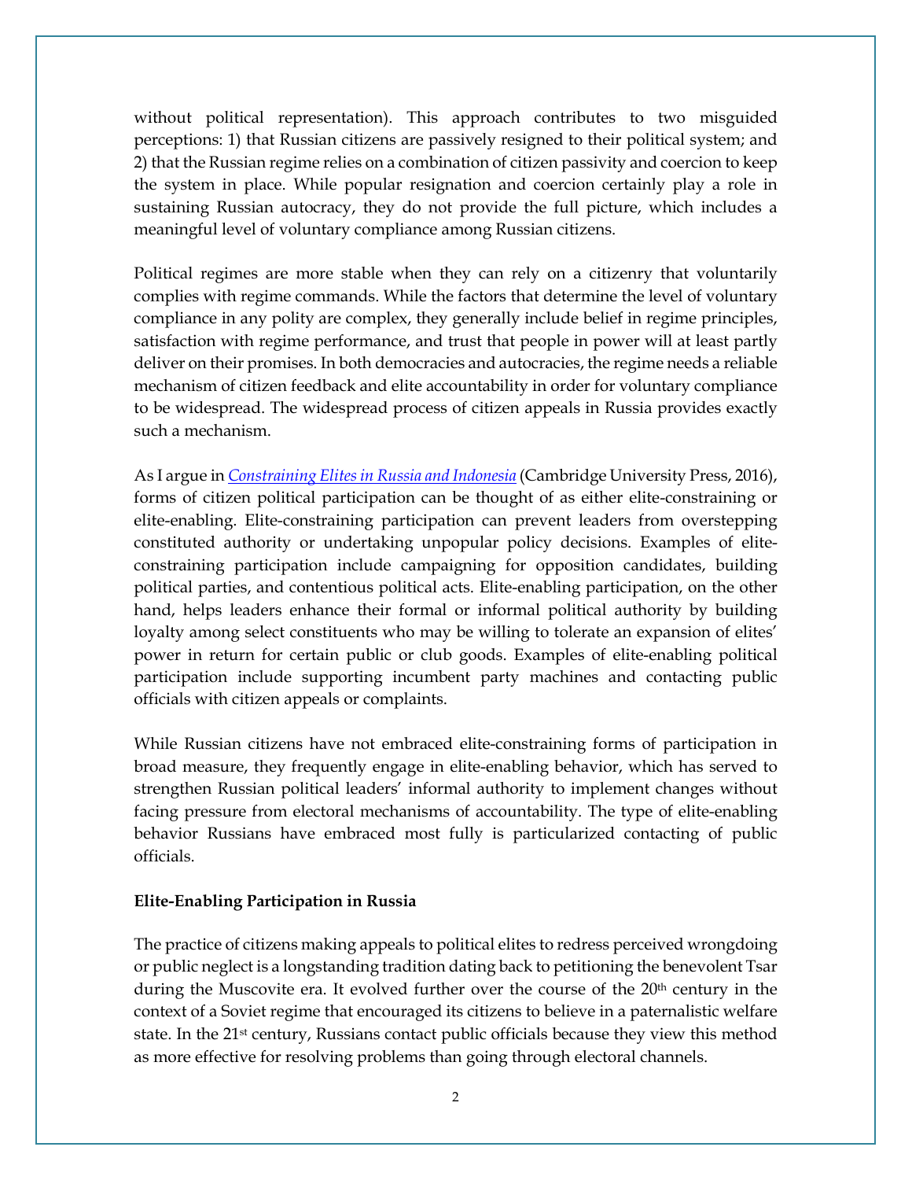without political representation). This approach contributes to two misguided perceptions: 1) that Russian citizens are passively resigned to their political system; and 2) that the Russian regime relies on a combination of citizen passivity and coercion to keep the system in place. While popular resignation and coercion certainly play a role in sustaining Russian autocracy, they do not provide the full picture, which includes a meaningful level of voluntary compliance among Russian citizens.

Political regimes are more stable when they can rely on a citizenry that voluntarily complies with regime commands. While the factors that determine the level of voluntary compliance in any polity are complex, they generally include belief in regime principles, satisfaction with regime performance, and trust that people in power will at least partly deliver on their promises. In both democracies and autocracies, the regime needs a reliable mechanism of citizen feedback and elite accountability in order for voluntary compliance to be widespread. The widespread process of citizen appeals in Russia provides exactly such a mechanism.

As I argue in *Constraining Elites in Russia and Indonesia* (Cambridge University Press, 2016), forms of citizen political participation can be thought of as either elite-constraining or elite-enabling. Elite-constraining participation can prevent leaders from overstepping constituted authority or undertaking unpopular policy decisions. Examples of elite-constraining participation include campaigning for opposition candidates, building political parties, and contentious political acts. Elite-enabling participation, on the other hand, helps leaders enhance their formal or informal political authority by building loyalty among select constituents who may be willing to tolerate an expansion of elites' power in return for certain public or club goods. Examples of elite-enabling political participation include supporting incumbent party machines and contacting public officials with citizen appeals or complaints.

While Russian citizens have not embraced elite-constraining forms of participation in broad measure, they frequently engage in elite-enabling behavior, which has served to strengthen Russian political leaders' informal authority to implement changes without facing pressure from electoral mechanisms of accountability. The type of elite-enabling behavior Russians have embraced most fully is particularized contacting of public officials.

**Elite-Enabling Participation in Russia**

The practice of citizens making appeals to political elites to redress perceived wrongdoing or public neglect is a longstanding tradition dating back to petitioning the benevolent Tsar during the Muscovite era. It evolved further over the course of the 20th century in the context of a Soviet regime that encouraged its citizens to believe in a paternalistic welfare state. In the 21st century, Russians contact public officials because they view this method as more effective for resolving problems than going through electoral channels.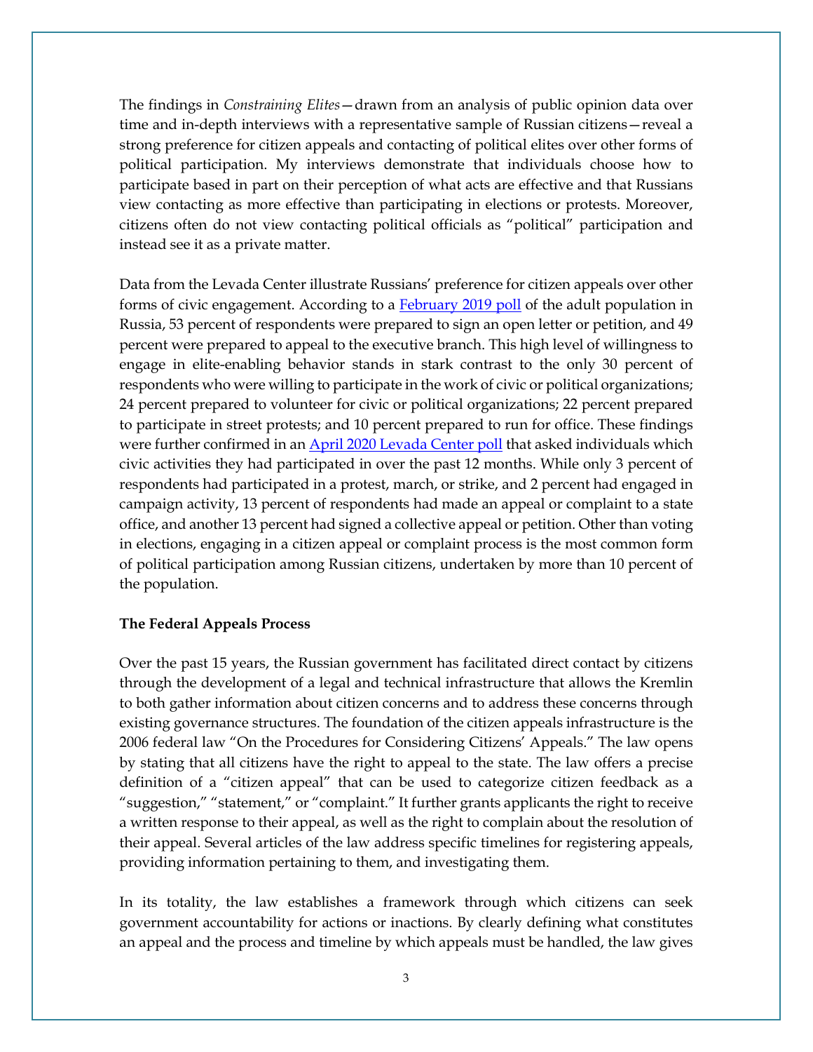The findings in *Constraining Elites*—drawn from an analysis of public opinion data over time and in-depth interviews with a representative sample of Russian citizens—reveal a strong preference for citizen appeals and contacting of political elites over other forms of political participation. My interviews demonstrate that individuals choose how to participate based in part on their perception of what acts are effective and that Russians view contacting as more effective than participating in elections or protests. Moreover, citizens often do not view contacting political officials as "political" participation and instead see it as a private matter.

Data from the Levada Center illustrate Russians' preference for citizen appeals over other forms of civic engagement. According to a [February 2019 poll](#) of the adult population in Russia, 53 percent of respondents were prepared to sign an open letter or petition, and 49 percent were prepared to appeal to the executive branch. This high level of willingness to engage in elite-enabling behavior stands in stark contrast to the only 30 percent of respondents who were willing to participate in the work of civic or political organizations; 24 percent prepared to volunteer for civic or political organizations; 22 percent prepared to participate in street protests; and 10 percent prepared to run for office. These findings were further confirmed in an [April 2020 Levada Center poll](#) that asked individuals which civic activities they had participated in over the past 12 months. While only 3 percent of respondents had participated in a protest, march, or strike, and 2 percent had engaged in campaign activity, 13 percent of respondents had made an appeal or complaint to a state office, and another 13 percent had signed a collective appeal or petition. Other than voting in elections, engaging in a citizen appeal or complaint process is the most common form of political participation among Russian citizens, undertaken by more than 10 percent of the population.

**The Federal Appeals Process**

Over the past 15 years, the Russian government has facilitated direct contact by citizens through the development of a legal and technical infrastructure that allows the Kremlin to both gather information about citizen concerns and to address these concerns through existing governance structures. The foundation of the citizen appeals infrastructure is the 2006 federal law "On the Procedures for Considering Citizens' Appeals." The law opens by stating that all citizens have the right to appeal to the state. The law offers a precise definition of a "citizen appeal" that can be used to categorize citizen feedback as a "suggestion," "statement," or "complaint." It further grants applicants the right to receive a written response to their appeal, as well as the right to complain about the resolution of their appeal. Several articles of the law address specific timelines for registering appeals, providing information pertaining to them, and investigating them.

In its totality, the law establishes a framework through which citizens can seek government accountability for actions or inactions. By clearly defining what constitutes an appeal and the process and timeline by which appeals must be handled, the law gives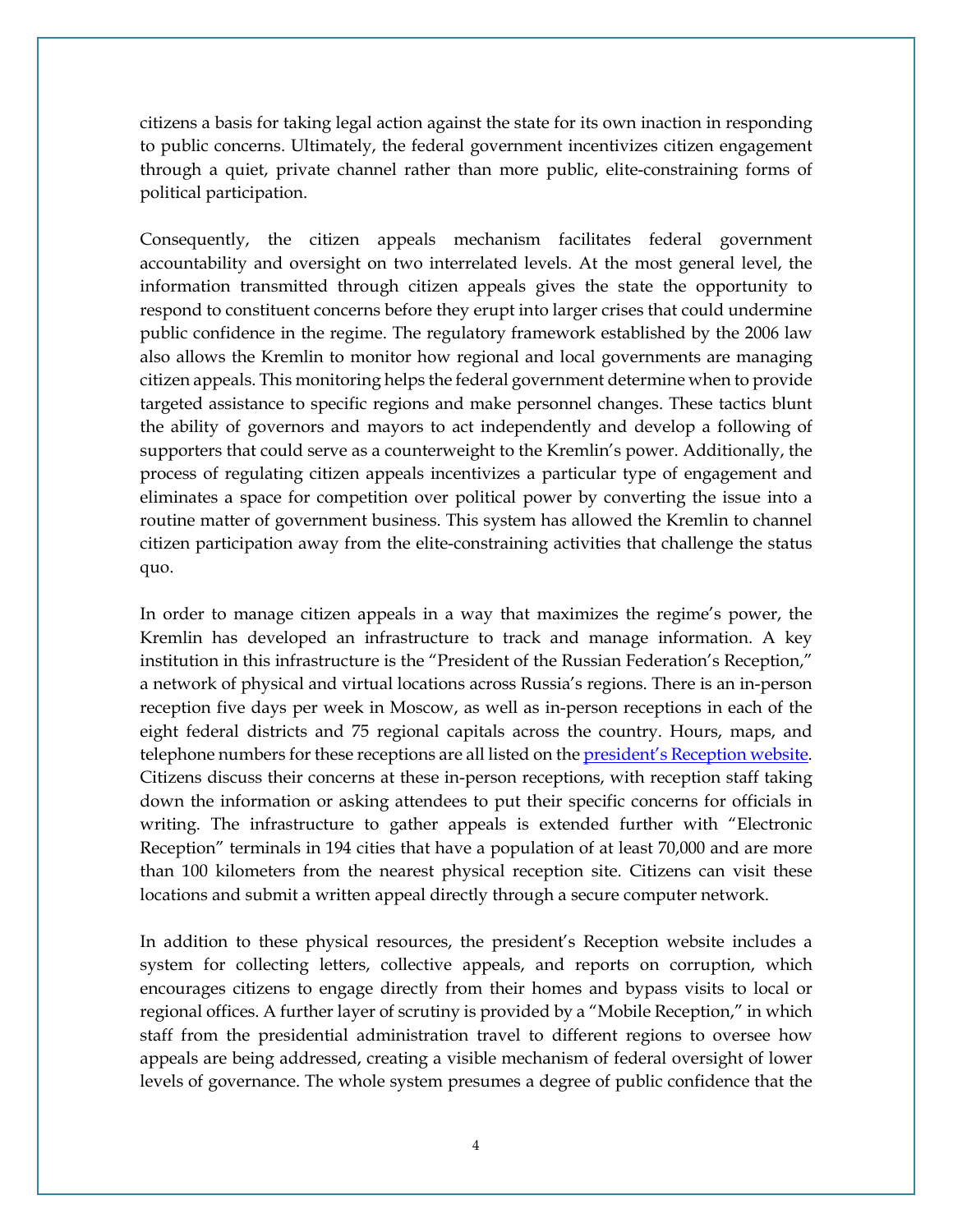citizens a basis for taking legal action against the state for its own inaction in responding to public concerns. Ultimately, the federal government incentivizes citizen engagement through a quiet, private channel rather than more public, elite-constraining forms of political participation.

Consequently, the citizen appeals mechanism facilitates federal government accountability and oversight on two interrelated levels. At the most general level, the information transmitted through citizen appeals gives the state the opportunity to respond to constituent concerns before they erupt into larger crises that could undermine public confidence in the regime. The regulatory framework established by the 2006 law also allows the Kremlin to monitor how regional and local governments are managing citizen appeals. This monitoring helps the federal government determine when to provide targeted assistance to specific regions and make personnel changes. These tactics blunt the ability of governors and mayors to act independently and develop a following of supporters that could serve as a counterweight to the Kremlin's power. Additionally, the process of regulating citizen appeals incentivizes a particular type of engagement and eliminates a space for competition over political power by converting the issue into a routine matter of government business. This system has allowed the Kremlin to channel citizen participation away from the elite-constraining activities that challenge the status quo.

In order to manage citizen appeals in a way that maximizes the regime's power, the Kremlin has developed an infrastructure to track and manage information. A key institution in this infrastructure is the "President of the Russian Federation's Reception," a network of physical and virtual locations across Russia's regions. There is an in-person reception five days per week in Moscow, as well as in-person receptions in each of the eight federal districts and 75 regional capitals across the country. Hours, maps, and telephone numbers for these receptions are all listed on the [president's Reception website](). Citizens discuss their concerns at these in-person receptions, with reception staff taking down the information or asking attendees to put their specific concerns for officials in writing. The infrastructure to gather appeals is extended further with "Electronic Reception" terminals in 194 cities that have a population of at least 70,000 and are more than 100 kilometers from the nearest physical reception site. Citizens can visit these locations and submit a written appeal directly through a secure computer network.

In addition to these physical resources, the president's Reception website includes a system for collecting letters, collective appeals, and reports on corruption, which encourages citizens to engage directly from their homes and bypass visits to local or regional offices. A further layer of scrutiny is provided by a "Mobile Reception," in which staff from the presidential administration travel to different regions to oversee how appeals are being addressed, creating a visible mechanism of federal oversight of lower levels of governance. The whole system presumes a degree of public confidence that the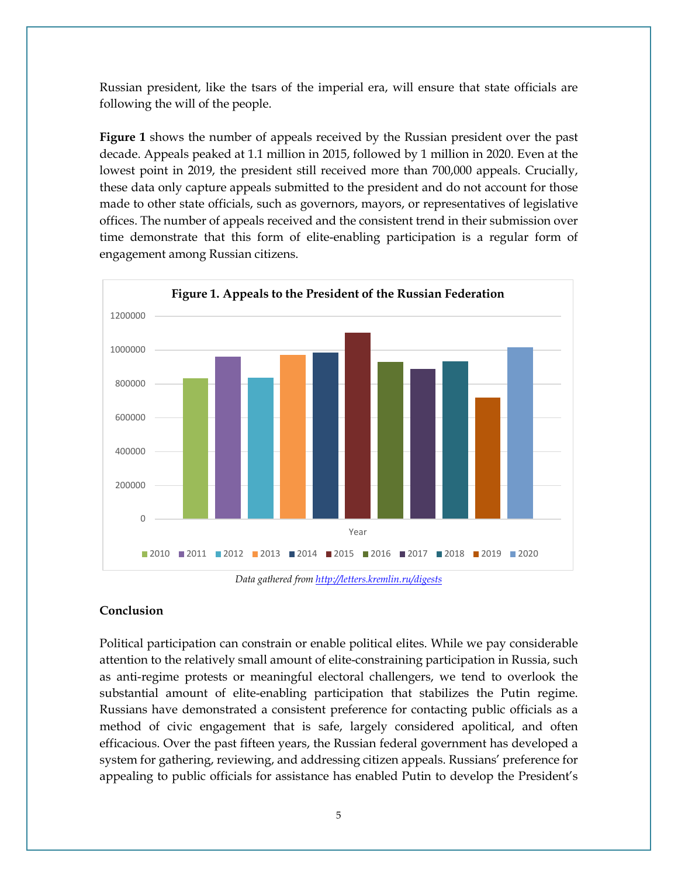Russian president, like the tsars of the imperial era, will ensure that state officials are following the will of the people.

**Figure 1** shows the number of appeals received by the Russian president over the past decade. Appeals peaked at 1.1 million in 2015, followed by 1 million in 2020. Even at the lowest point in 2019, the president still received more than 700,000 appeals. Crucially, these data only capture appeals submitted to the president and do not account for those made to other state officials, such as governors, mayors, or representatives of legislative offices. The number of appeals received and the consistent trend in their submission over time demonstrate that this form of elite-enabling participation is a regular form of engagement among Russian citizens.

**Figure 1. Appeals to the President of the Russian Federation**

*Data gathered from [http://letters.kremlin.ru/digests](http://letters.kremlin.ru/digests)*

## Conclusion

Political participation can constrain or enable political elites. While we pay considerable attention to the relatively small amount of elite-constraining participation in Russia, such as anti-regime protests or meaningful electoral challengers, we tend to overlook the substantial amount of elite-enabling participation that stabilizes the Putin regime. Russians have demonstrated a consistent preference for contacting public officials as a method of civic engagement that is safe, largely considered apolitical, and often efficacious. Over the past fifteen years, the Russian federal government has developed a system for gathering, reviewing, and addressing citizen appeals. Russians' preference for appealing to public officials for assistance has enabled Putin to develop the President's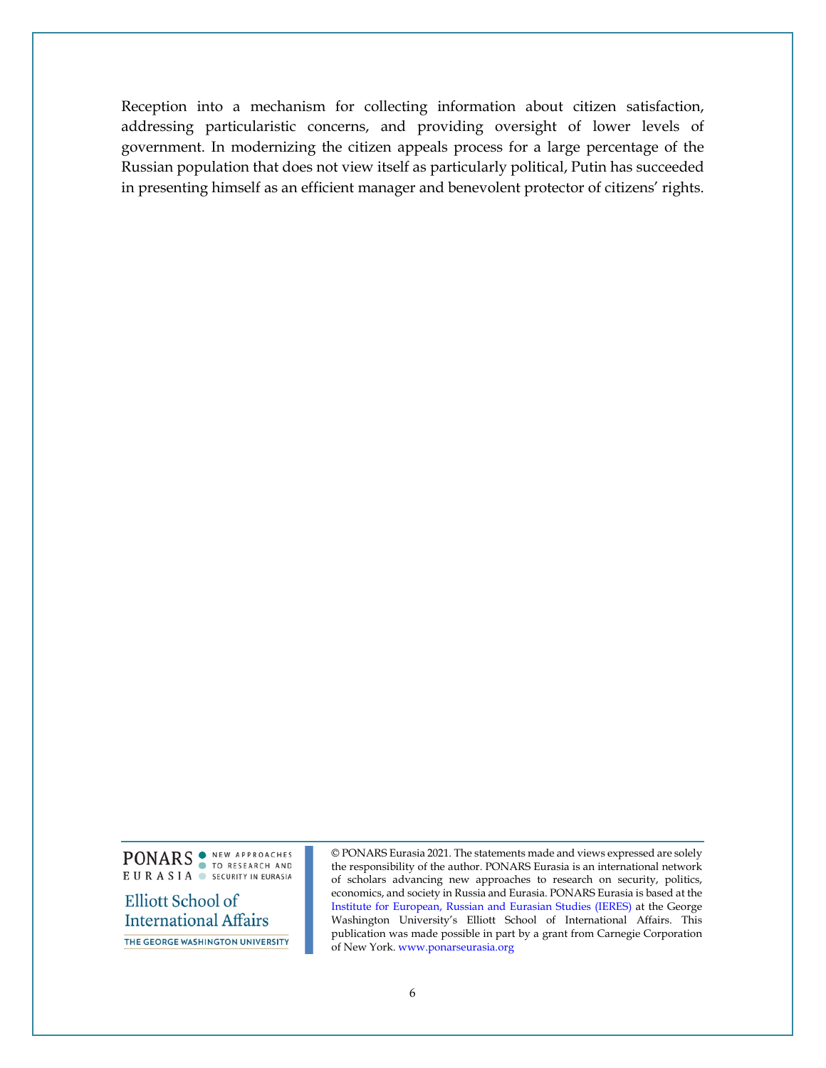Reception into a mechanism for collecting information about citizen satisfaction, addressing particularistic concerns, and providing oversight of lower levels of government. In modernizing the citizen appeals process for a large percentage of the Russian population that does not view itself as particularly political, Putin has succeeded in presenting himself as an efficient manager and benevolent protector of citizens' rights.

PONARS EURASIA NEW APPROACHES TO RESEARCH AND SECURITY IN EURASIA

Elliott School of International Affairs

THE GEORGE WASHINGTON UNIVERSITY

© PONARS Eurasia 2021. The statements made and views expressed are solely the responsibility of the author. PONARS Eurasia is an international network of scholars advancing new approaches to research on security, politics, economics, and society in Russia and Eurasia. PONARS Eurasia is based at the Institute for European, Russian and Eurasian Studies (IERES) at the George Washington University's Elliott School of International Affairs. This publication was made possible in part by a grant from Carnegie Corporation of New York. www.ponarseurasia.org